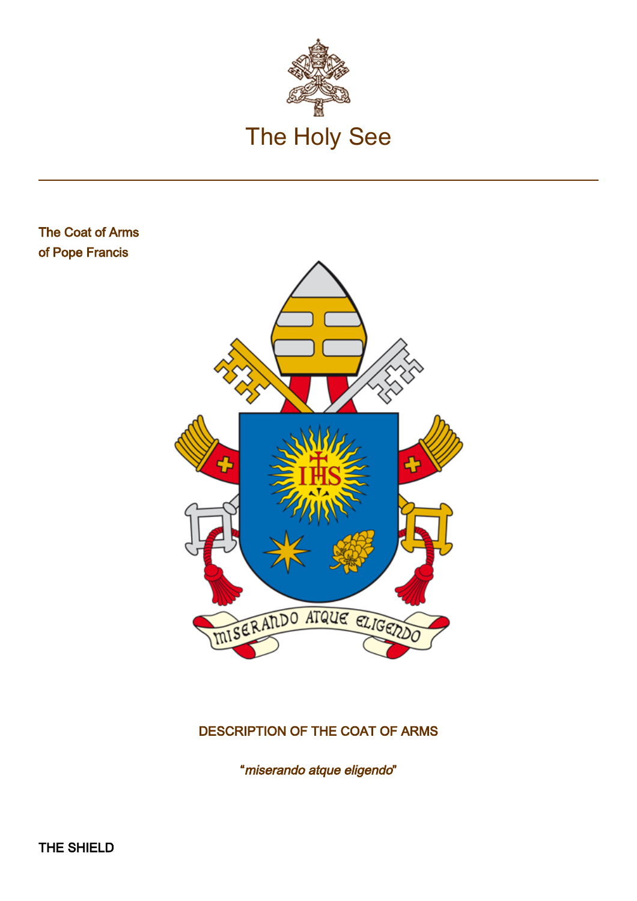# The Holy See

## The Coat of Arms of Pope Francis

### DESCRIPTION OF THE COAT OF ARMS

*"miserando atque eligendo"*

### THE SHIELD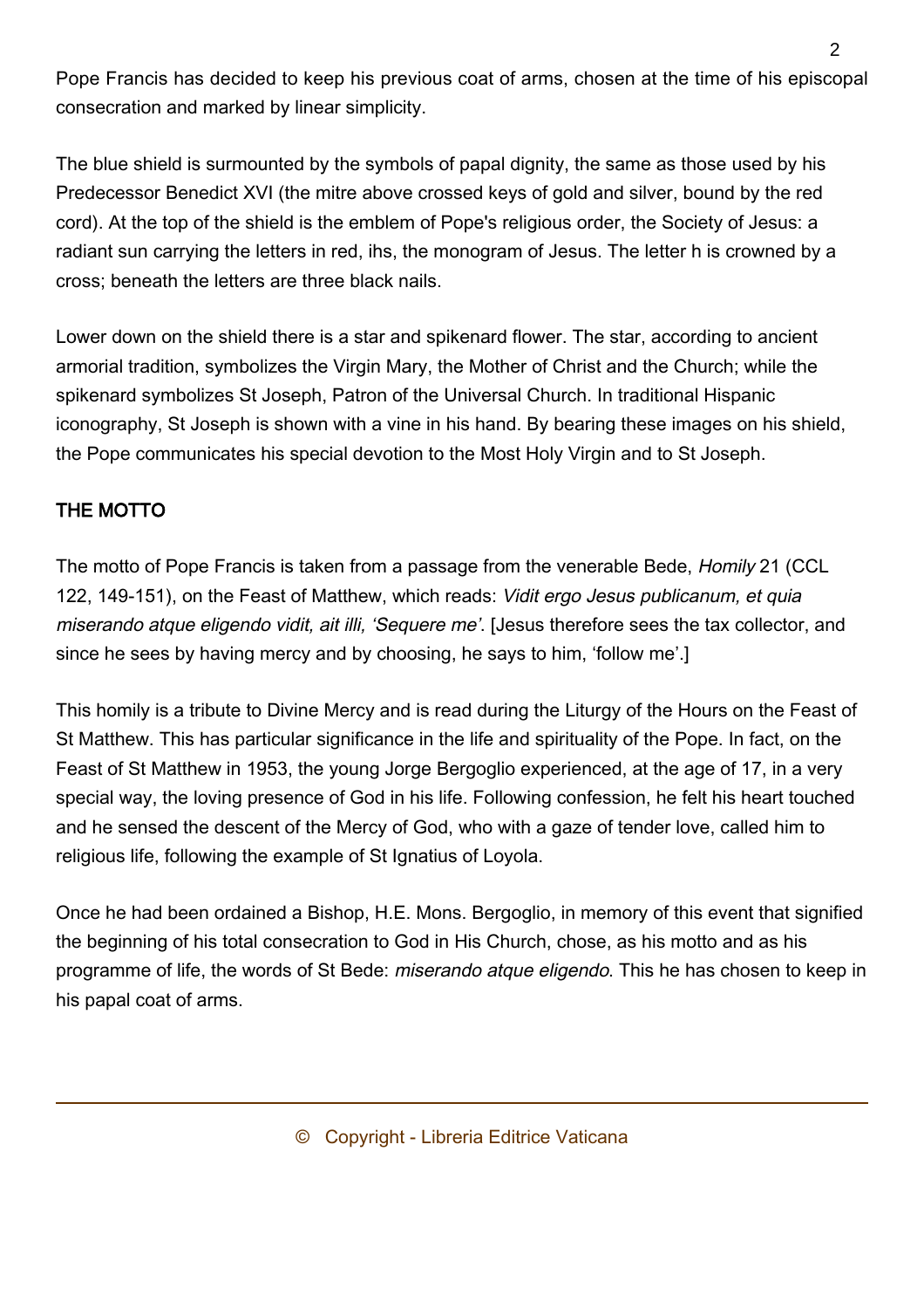Pope Francis has decided to keep his previous coat of arms, chosen at the time of his episcopal consecration and marked by linear simplicity.

The blue shield is surmounted by the symbols of papal dignity, the same as those used by his Predecessor Benedict XVI (the mitre above crossed keys of gold and silver, bound by the red cord). At the top of the shield is the emblem of Pope's religious order, the Society of Jesus: a radiant sun carrying the letters in red, ihs, the monogram of Jesus. The letter h is crowned by a cross; beneath the letters are three black nails.

Lower down on the shield there is a star and spikenard flower. The star, according to ancient armorial tradition, symbolizes the Virgin Mary, the Mother of Christ and the Church; while the spikenard symbolizes St Joseph, Patron of the Universal Church. In traditional Hispanic iconography, St Joseph is shown with a vine in his hand. By bearing these images on his shield, the Pope communicates his special devotion to the Most Holy Virgin and to St Joseph.

## THE MOTTO

The motto of Pope Francis is taken from a passage from the venerable Bede, *Homily* 21 (CCL 122, 149-151), on the Feast of Matthew, which reads: *Vidit ergo Jesus publicanum, et quia miserando atque eligendo vidit, ait illi, 'Sequere me'*. [Jesus therefore sees the tax collector, and since he sees by having mercy and by choosing, he says to him, 'follow me'.]

This homily is a tribute to Divine Mercy and is read during the Liturgy of the Hours on the Feast of St Matthew. This has particular significance in the life and spirituality of the Pope. In fact, on the Feast of St Matthew in 1953, the young Jorge Bergoglio experienced, at the age of 17, in a very special way, the loving presence of God in his life. Following confession, he felt his heart touched and he sensed the descent of the Mercy of God, who with a gaze of tender love, called him to religious life, following the example of St Ignatius of Loyola.

Once he had been ordained a Bishop, H.E. Mons. Bergoglio, in memory of this event that signified the beginning of his total consecration to God in His Church, chose, as his motto and as his programme of life, the words of St Bede: *miserando atque eligendo*. This he has chosen to keep in his papal coat of arms.

© Copyright - Libreria Editrice Vaticana